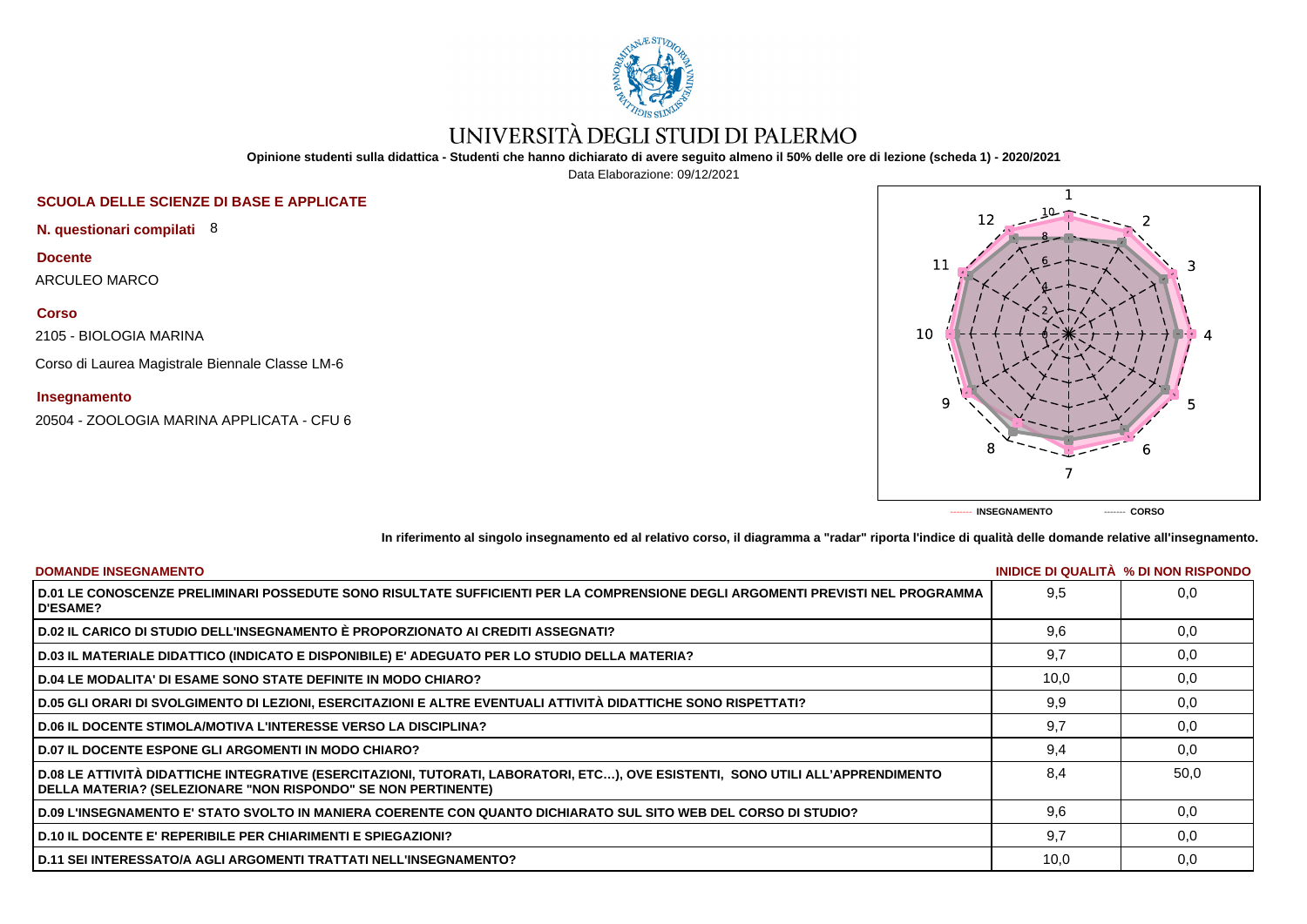# UNIVERSITÀ DEGLI STUDI DI PALERMO

**Opinione studenti sulla didattica - Studenti che hanno dichiarato di avere seguito almeno il 50% delle ore di lezione (scheda 1) - 2020/2021**

Data Elaborazione: 09/12/2021

**SCUOLA DELLE SCIENZE DI BASE E APPLICATE**

**N. questionari compilati** 8

**Docente**

ARCULEO MARCO

**Corso**

2105 - BIOLOGIA MARINA

Corso di Laurea Magistrale Biennale Classe LM-6

**Insegnamento**

20504 - ZOOLOGIA MARINA APPLICATA - CFU 6

1
2
3
4
5
6
7
8
9
10
11
12

0
2
4
6
8
10

------- INSEGNAMENTO ------- CORSO

**In riferimento al singolo insegnamento ed al relativo corso, il diagramma a "radar" riporta l'indice di qualità delle domande relative all'insegnamento.**

| DOMANDE INSEGNAMENTO | INIDICE DI QUALITÀ | % DI NON RISPONDO |
|---|---|---|
| D.01 LE CONOSCENZE PRELIMINARI POSSEDUTE SONO RISULTATE SUFFICIENTI PER LA COMPRENSIONE DEGLI ARGOMENTI PREVISTI NEL PROGRAMMA D'ESAME? | 9,5 | 0,0 |
| D.02 IL CARICO DI STUDIO DELL'INSEGNAMENTO È PROPORZIONATO AI CREDITI ASSEGNATI? | 9,6 | 0,0 |
| D.03 IL MATERIALE DIDATTICO (INDICATO E DISPONIBILE) E' ADEGUATO PER LO STUDIO DELLA MATERIA? | 9,7 | 0,0 |
| D.04 LE MODALITA' DI ESAME SONO STATE DEFINITE IN MODO CHIARO? | 10,0 | 0,0 |
| D.05 GLI ORARI DI SVOLGIMENTO DI LEZIONI, ESERCITAZIONI E ALTRE EVENTUALI ATTIVITÀ DIDATTICHE SONO RISPETTATI? | 9,9 | 0,0 |
| D.06 IL DOCENTE STIMOLA/MOTIVA L'INTERESSE VERSO LA DISCIPLINA? | 9,7 | 0,0 |
| D.07 IL DOCENTE ESPONE GLI ARGOMENTI IN MODO CHIARO? | 9,4 | 0,0 |
| D.08 LE ATTIVITÀ DIDATTICHE INTEGRATIVE (ESERCITAZIONI, TUTORATI, LABORATORI, ETC…), OVE ESISTENTI, SONO UTILI ALL'APPRENDIMENTO DELLA MATERIA? (SELEZIONARE "NON RISPONDO" SE NON PERTINENTE) | 8,4 | 50,0 |
| D.09 L'INSEGNAMENTO E' STATO SVOLTO IN MANIERA COERENTE CON QUANTO DICHIARATO SUL SITO WEB DEL CORSO DI STUDIO? | 9,6 | 0,0 |
| D.10 IL DOCENTE E' REPERIBILE PER CHIARIMENTI E SPIEGAZIONI? | 9,7 | 0,0 |
| D.11 SEI INTERESSATO/A AGLI ARGOMENTI TRATTATI NELL'INSEGNAMENTO? | 10,0 | 0,0 |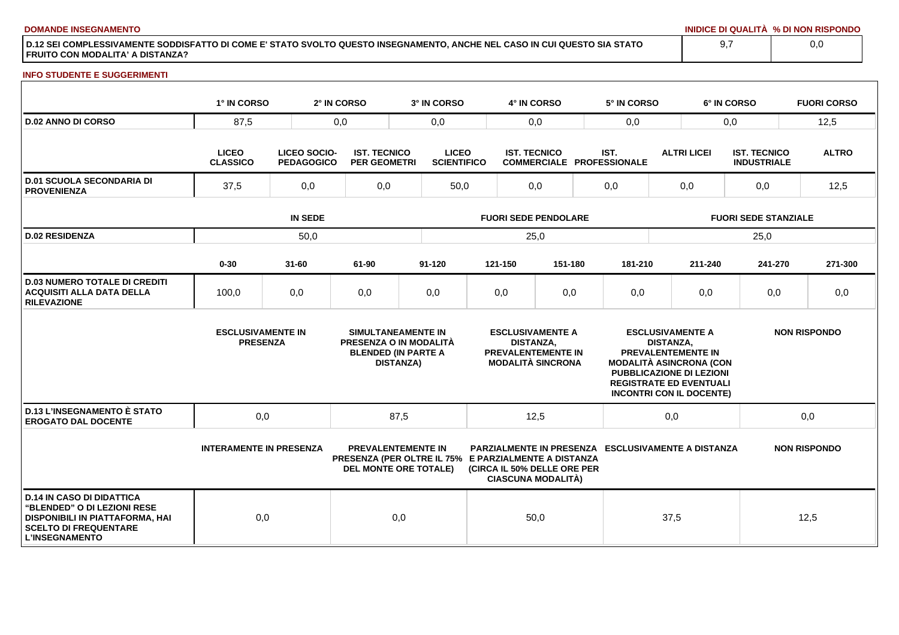**DOMANDE INSEGNAMENTO**

| DOMANDE INSEGNAMENTO | INIDICE DI QUALITÀ | % DI NON RISPONDO |
|---|---|---|
| D.12 SEI COMPLESSIVAMENTE SODDISFATTO DI COME E' STATO SVOLTO QUESTO INSEGNAMENTO, ANCHE NEL CASO IN CUI QUESTO SIA STATO FRUITO CON MODALITA' A DISTANZA? | 9,7 | 0,0 |

**INFO STUDENTE E SUGGERIMENTI**

| | 1° IN CORSO | 2° IN CORSO | 3° IN CORSO | 4° IN CORSO | 5° IN CORSO | 6° IN CORSO | FUORI CORSO |
|---|---|---|---|---|---|---|---|
| D.02 ANNO DI CORSO | 87,5 | 0,0 | 0,0 | 0,0 | 0,0 | 0,0 | 12,5 |

| | LICEO CLASSICO | LICEO SOCIO-PEDAGOGICO | IST. TECNICO PER GEOMETRI | LICEO SCIENTIFICO | IST. TECNICO COMMERCIALE | IST. PROFESSIONALE | ALTRI LICEI | IST. TECNICO INDUSTRIALE | ALTRO |
|---|---|---|---|---|---|---|---|---|---|
| D.01 SCUOLA SECONDARIA DI PROVENIENZA | 37,5 | 0,0 | 0,0 | 50,0 | 0,0 | 0,0 | 0,0 | 0,0 | 12,5 |

| | IN SEDE | FUORI SEDE PENDOLARE | FUORI SEDE STANZIALE |
|---|---|---|---|
| D.02 RESIDENZA | 50,0 | 25,0 | 25,0 |

| | 0-30 | 31-60 | 61-90 | 91-120 | 121-150 | 151-180 | 181-210 | 211-240 | 241-270 | 271-300 |
|---|---|---|---|---|---|---|---|---|---|---|
| D.03 NUMERO TOTALE DI CREDITI ACQUISITI ALLA DATA DELLA RILEVAZIONE | 100,0 | 0,0 | 0,0 | 0,0 | 0,0 | 0,0 | 0,0 | 0,0 | 0,0 | 0,0 |

| | ESCLUSIVAMENTE IN PRESENZA | SIMULTANEAMENTE IN PRESENZA O IN MODALITÀ BLENDED (IN PARTE A DISTANZA) | ESCLUSIVAMENTE A DISTANZA, PREVALENTEMENTE IN MODALITÀ SINCRONA | ESCLUSIVAMENTE A DISTANZA, PREVALENTEMENTE IN MODALITÀ ASINCRONA (CON PUBBLICAZIONE DI LEZIONI REGISTRATE ED EVENTUALI INCONTRI CON IL DOCENTE) | NON RISPONDO |
|---|---|---|---|---|---|
| D.13 L'INSEGNAMENTO È STATO EROGATO DAL DOCENTE | 0,0 | 87,5 | 12,5 | 0,0 | 0,0 |

| | INTERAMENTE IN PRESENZA | PREVALENTEMENTE IN PRESENZA (PER OLTRE IL 75% DEL MONTE ORE TOTALE) | PARZIALMENTE IN PRESENZA E PARZIALMENTE A DISTANZA (CIRCA IL 50% DELLE ORE PER CIASCUNA MODALITÀ) | ESCLUSIVAMENTE A DISTANZA | NON RISPONDO |
|---|---|---|---|---|---|
| D.14 IN CASO DI DIDATTICA "BLENDED" O DI LEZIONI RESE DISPONIBILI IN PIATTAFORMA, HAI SCELTO DI FREQUENTARE L'INSEGNAMENTO | 0,0 | 0,0 | 50,0 | 37,5 | 12,5 |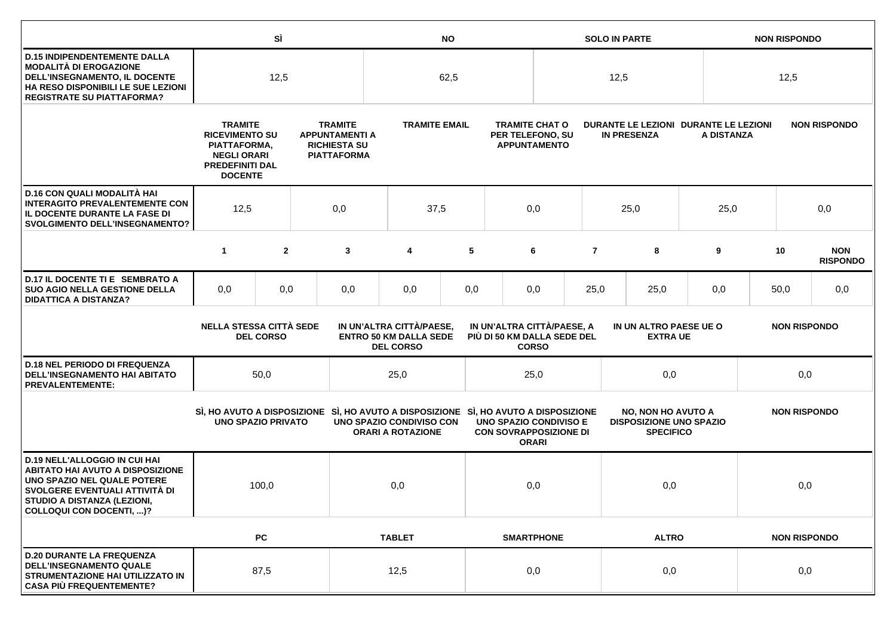| | SÌ | NO | SOLO IN PARTE | NON RISPONDO |
|---|---|---|---|---|
| **D.15 INDIPENDENTEMENTE DALLA MODALITÀ DI EROGAZIONE DELL'INSEGNAMENTO, IL DOCENTE HA RESO DISPONIBILI LE SUE LEZIONI REGISTRATE SU PIATTAFORMA?** | 12,5 | 62,5 | 12,5 | 12,5 |

| | TRAMITE RICEVIMENTO SU PIATTAFORMA, NEGLI ORARI PREDEFINITI DAL DOCENTE | TRAMITE APPUNTAMENTI A RICHIESTA SU PIATTAFORMA | TRAMITE EMAIL | TRAMITE CHAT O PER TELEFONO, SU APPUNTAMENTO | DURANTE LE LEZIONI IN PRESENZA | DURANTE LE LEZIONI A DISTANZA | NON RISPONDO |
|---|---|---|---|---|---|---|---|
| **D.16 CON QUALI MODALITÀ HAI INTERAGITO PREVALENTEMENTE CON IL DOCENTE DURANTE LA FASE DI SVOLGIMENTO DELL'INSEGNAMENTO?** | 12,5 | 0,0 | 37,5 | 0,0 | 25,0 | 25,0 | 0,0 |

| | 1 | 2 | 3 | 4 | 5 | 6 | 7 | 8 | 9 | 10 | NON RISPONDO |
|---|---|---|---|---|---|---|---|---|---|---|---|
| **D.17 IL DOCENTE TI E SEMBRATO A SUO AGIO NELLA GESTIONE DELLA DIDATTICA A DISTANZA?** | 0,0 | 0,0 | 0,0 | 0,0 | 0,0 | 0,0 | 25,0 | 25,0 | 0,0 | 50,0 | 0,0 |

| | NELLA STESSA CITTÀ SEDE DEL CORSO | IN UN'ALTRA CITTÀ/PAESE, ENTRO 50 KM DALLA SEDE DEL CORSO | IN UN'ALTRA CITTÀ/PAESE, A PIÙ DI 50 KM DALLA SEDE DEL CORSO | IN UN ALTRO PAESE UE O EXTRA UE | NON RISPONDO |
|---|---|---|---|---|---|
| **D.18 NEL PERIODO DI FREQUENZA DELL'INSEGNAMENTO HAI ABITATO PREVALENTEMENTE:** | 50,0 | 25,0 | 25,0 | 0,0 | 0,0 |

| | SÌ, HO AVUTO A DISPOSIZIONE UNO SPAZIO PRIVATO | SÌ, HO AVUTO A DISPOSIZIONE UNO SPAZIO CONDIVISO CON ORARI A ROTAZIONE | SÌ, HO AVUTO A DISPOSIZIONE UNO SPAZIO CONDIVISO E CON SOVRAPPOSIZIONE DI ORARI | NO, NON HO AVUTO A DISPOSIZIONE UNO SPAZIO SPECIFICO | NON RISPONDO |
|---|---|---|---|---|---|
| **D.19 NELL'ALLOGGIO IN CUI HAI ABITATO HAI AVUTO A DISPOSIZIONE UNO SPAZIO NEL QUALE POTERE SVOLGERE EVENTUALI ATTIVITÀ DI STUDIO A DISTANZA (LEZIONI, COLLOQUI CON DOCENTI, ...)?** | 100,0 | 0,0 | 0,0 | 0,0 | 0,0 |

| | PC | TABLET | SMARTPHONE | ALTRO | NON RISPONDO |
|---|---|---|---|---|---|
| **D.20 DURANTE LA FREQUENZA DELL'INSEGNAMENTO QUALE STRUMENTAZIONE HAI UTILIZZATO IN CASA PIÙ FREQUENTEMENTE?** | 87,5 | 12,5 | 0,0 | 0,0 | 0,0 |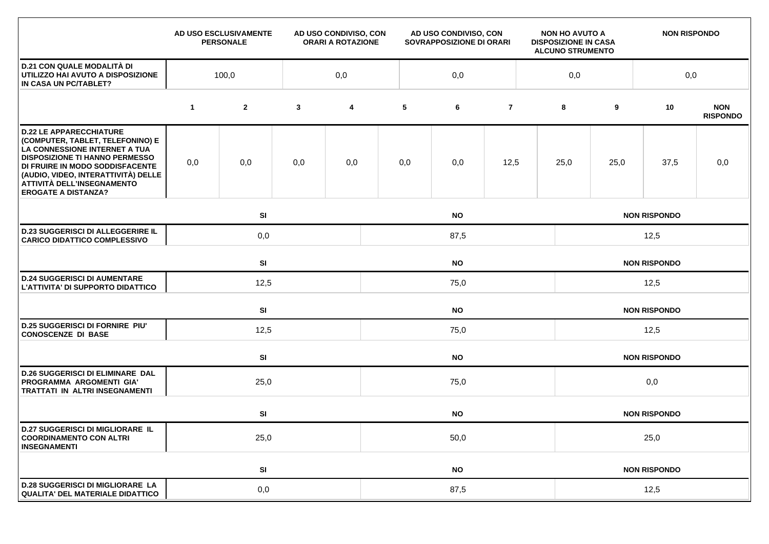| | AD USO ESCLUSIVAMENTE PERSONALE | AD USO CONDIVISO, CON ORARI A ROTAZIONE | AD USO CONDIVISO, CON SOVRAPPOSIZIONE DI ORARI | NON HO AVUTO A DISPOSIZIONE IN CASA ALCUNO STRUMENTO | NON RISPONDO |
|---|---|---|---|---|---|
| **D.21 CON QUALE MODALITÀ DI UTILIZZO HAI AVUTO A DISPOSIZIONE IN CASA UN PC/TABLET?** | 100,0 | 0,0 | 0,0 | 0,0 | 0,0 |

| | 1 | 2 | 3 | 4 | 5 | 6 | 7 | 8 | 9 | 10 | NON RISPONDO |
|---|---|---|---|---|---|---|---|---|---|---|---|
| **D.22 LE APPARECCHIATURE (COMPUTER, TABLET, TELEFONINO) E LA CONNESSIONE INTERNET A TUA DISPOSIZIONE TI HANNO PERMESSO DI FRUIRE IN MODO SODDISFACENTE (AUDIO, VIDEO, INTERATTIVITÀ) DELLE ATTIVITÀ DELL'INSEGNAMENTO EROGATE A DISTANZA?** | 0,0 | 0,0 | 0,0 | 0,0 | 0,0 | 0,0 | 12,5 | 25,0 | 25,0 | 37,5 | 0,0 |

| | SI | NO | NON RISPONDO |
|---|---|---|---|
| **D.23 SUGGERISCI DI ALLEGGERIRE IL CARICO DIDATTICO COMPLESSIVO** | 0,0 | 87,5 | 12,5 |
| **D.24 SUGGERISCI DI AUMENTARE L'ATTIVITA' DI SUPPORTO DIDATTICO** | 12,5 | 75,0 | 12,5 |
| **D.25 SUGGERISCI DI FORNIRE PIU' CONOSCENZE DI BASE** | 12,5 | 75,0 | 12,5 |
| **D.26 SUGGERISCI DI ELIMINARE DAL PROGRAMMA ARGOMENTI GIA' TRATTATI IN ALTRI INSEGNAMENTI** | 25,0 | 75,0 | 0,0 |
| **D.27 SUGGERISCI DI MIGLIORARE IL COORDINAMENTO CON ALTRI INSEGNAMENTI** | 25,0 | 50,0 | 25,0 |
| **D.28 SUGGERISCI DI MIGLIORARE LA QUALITA' DEL MATERIALE DIDATTICO** | 0,0 | 87,5 | 12,5 |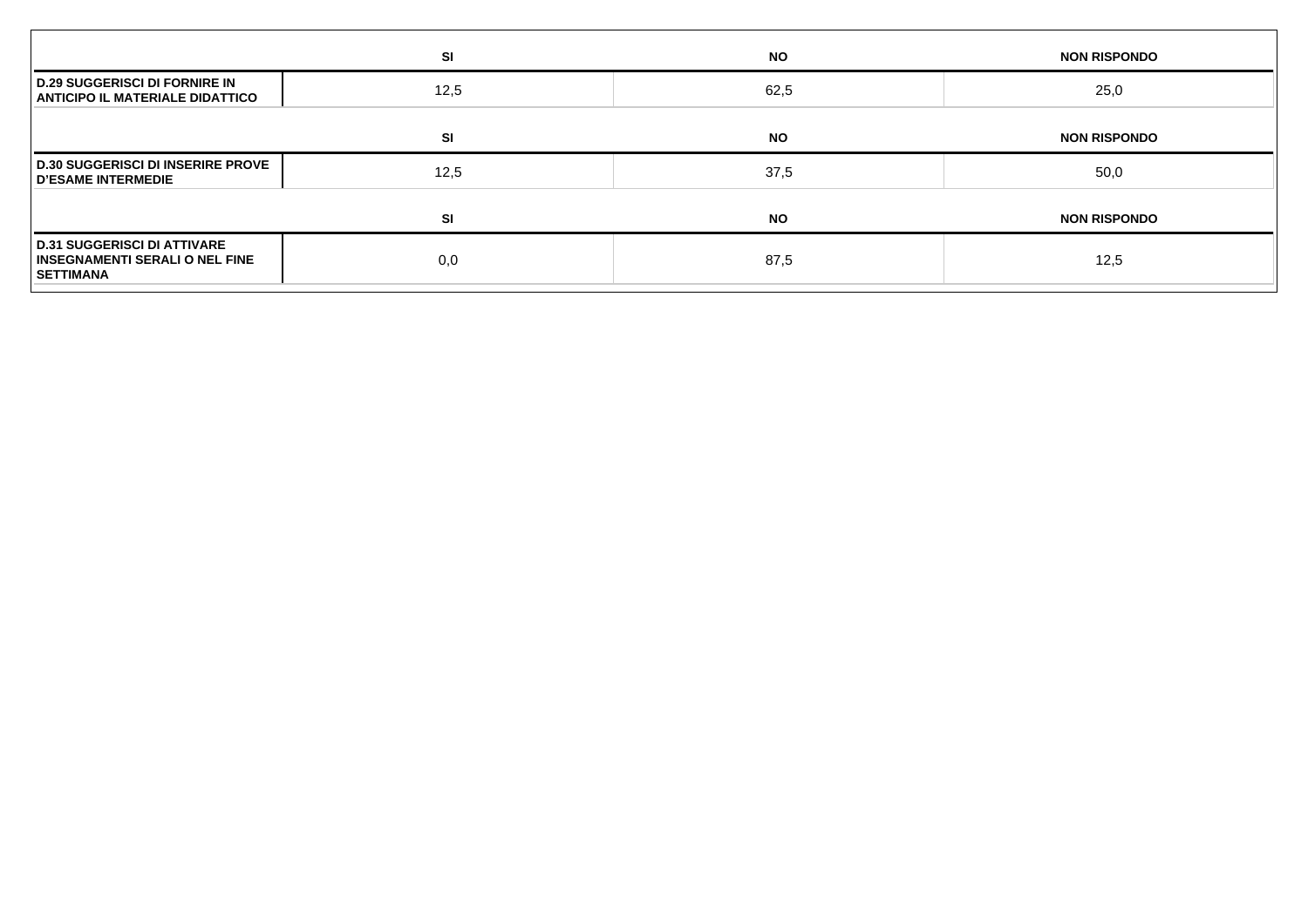| | SI | NO | NON RISPONDO |
|---|---|---|---|
| **D.29 SUGGERISCI DI FORNIRE IN ANTICIPO IL MATERIALE DIDATTICO** | 12,5 | 62,5 | 25,0 |

| | SI | NO | NON RISPONDO |
|---|---|---|---|
| **D.30 SUGGERISCI DI INSERIRE PROVE D'ESAME INTERMEDIE** | 12,5 | 37,5 | 50,0 |

| | SI | NO | NON RISPONDO |
|---|---|---|---|
| **D.31 SUGGERISCI DI ATTIVARE INSEGNAMENTI SERALI O NEL FINE SETTIMANA** | 0,0 | 87,5 | 12,5 |